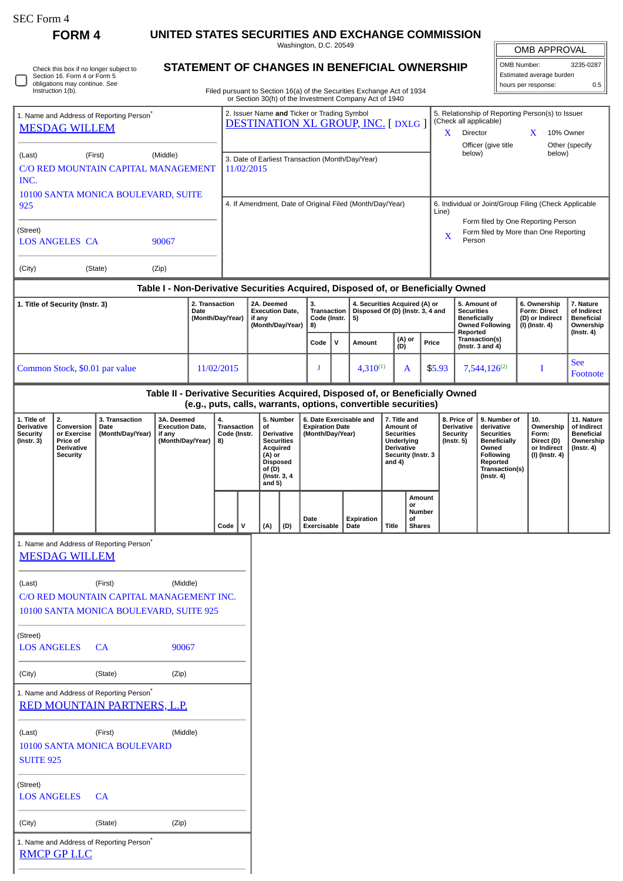SEC Form 4

# FORM 4

## UNITED STATES SECURITIES AND EXCHANGE COMMISSION

Washington, D.C. 20549

## STATEMENT OF CHANGES IN BENEFICIAL OWNERSHIP

Check this box if no longer subject to Section 16. Form 4 or Form 5 obligations may continue. *See* Instruction 1(b).

Filed pursuant to Section 16(a) of the Securities Exchange Act of 1934 or Section 30(h) of the Investment Company Act of 1940

| OMB APPROVAL | |
|---|---|
| OMB Number: | 3235-0287 |
| Estimated average burden | |
| hours per response: | 0.5 |

1. Name and Address of Reporting Person*
MESDAG WILLEM

(Last) (First) (Middle)
C/O RED MOUNTAIN CAPITAL MANAGEMENT INC.
10100 SANTA MONICA BOULEVARD, SUITE 925

(Street)
LOS ANGELES CA 90067

(City) (State) (Zip)

2. Issuer Name **and** Ticker or Trading Symbol
DESTINATION XL GROUP, INC. [ DXLG ]

3. Date of Earliest Transaction (Month/Day/Year)
11/02/2015

4. If Amendment, Date of Original Filed (Month/Day/Year)

5. Relationship of Reporting Person(s) to Issuer (Check all applicable)
X Director
X 10% Owner
Officer (give title below)
Other (specify below)

6. Individual or Joint/Group Filing (Check Applicable Line)
Form filed by One Reporting Person
X Form filed by More than One Reporting Person

### Table I - Non-Derivative Securities Acquired, Disposed of, or Beneficially Owned

| 1. Title of Security (Instr. 3) | 2. Transaction Date (Month/Day/Year) | 2A. Deemed Execution Date, if any (Month/Day/Year) | 3. Transaction Code (Instr. 8) | | 4. Securities Acquired (A) or Disposed Of (D) (Instr. 3, 4 and 5) | | | 5. Amount of Securities Beneficially Owned Following Reported Transaction(s) (Instr. 3 and 4) | 6. Ownership Form: Direct (D) or Indirect (I) (Instr. 4) | 7. Nature of Indirect Beneficial Ownership (Instr. 4) |
|---|---|---|---|---|---|---|---|---|---|---|
| | | | Code | V | Amount | (A) or (D) | Price | | | |
| Common Stock, $0.01 par value | 11/02/2015 | | J | | 4,310[(1)] | A | $5.93 | 7,544,126[(2)] | I | See Footnote |

### Table II - Derivative Securities Acquired, Disposed of, or Beneficially Owned (e.g., puts, calls, warrants, options, convertible securities)

| 1. Title of Derivative Security (Instr. 3) | 2. Conversion or Exercise Price of Derivative Security | 3. Transaction Date (Month/Day/Year) | 3A. Deemed Execution Date, if any (Month/Day/Year) | 4. Transaction Code (Instr. 8) | | 5. Number of Derivative Securities Acquired (A) or Disposed of (D) (Instr. 3, 4 and 5) | | 6. Date Exercisable and Expiration Date (Month/Day/Year) | | 7. Title and Amount of Securities Underlying Derivative Security (Instr. 3 and 4) | | 8. Price of Derivative Security (Instr. 5) | 9. Number of derivative Securities Beneficially Owned Following Reported Transaction(s) (Instr. 4) | 10. Ownership Form: Direct (D) or Indirect (I) (Instr. 4) | 11. Nature of Indirect Beneficial Ownership (Instr. 4) |
|---|---|---|---|---|---|---|---|---|---|---|---|---|---|---|---|
| | | | | Code | V | (A) | (D) | Date Exercisable | Expiration Date | Title | Amount or Number of Shares | | | | |

1. Name and Address of Reporting Person*
MESDAG WILLEM

(Last) (First) (Middle)
C/O RED MOUNTAIN CAPITAL MANAGEMENT INC.
10100 SANTA MONICA BOULEVARD, SUITE 925

(Street)
LOS ANGELES CA 90067

(City) (State) (Zip)

1. Name and Address of Reporting Person*
RED MOUNTAIN PARTNERS, L.P.

(Last) (First) (Middle)
10100 SANTA MONICA BOULEVARD
SUITE 925

(Street)
LOS ANGELES CA

(City) (State) (Zip)

1. Name and Address of Reporting Person*
RMCP GP LLC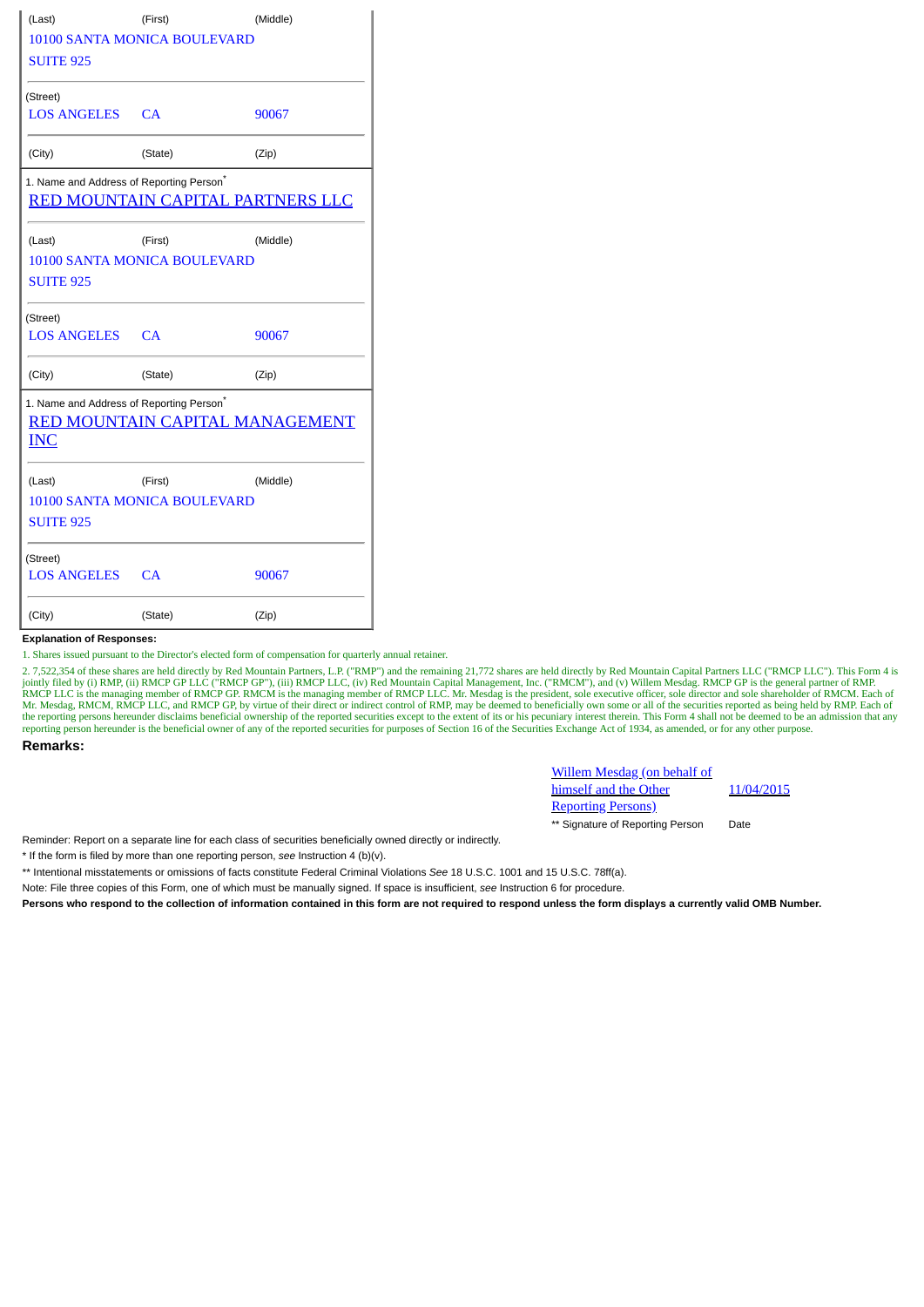| (Last) | (First) | (Middle) |
|---|---|---|
| 10100 SANTA MONICA BOULEVARD | | |
| SUITE 925 | | |
| (Street) | | |
| LOS ANGELES | CA | 90067 |
| (City) | (State) | (Zip) |

1. Name and Address of Reporting Person*

RED MOUNTAIN CAPITAL PARTNERS LLC

| (Last) | (First) | (Middle) |
|---|---|---|
| 10100 SANTA MONICA BOULEVARD | | |
| SUITE 925 | | |
| (Street) | | |
| LOS ANGELES | CA | 90067 |
| (City) | (State) | (Zip) |

1. Name and Address of Reporting Person*

RED MOUNTAIN CAPITAL MANAGEMENT INC

| (Last) | (First) | (Middle) |
|---|---|---|
| 10100 SANTA MONICA BOULEVARD | | |
| SUITE 925 | | |
| (Street) | | |
| LOS ANGELES | CA | 90067 |
| (City) | (State) | (Zip) |

**Explanation of Responses:**

1. Shares issued pursuant to the Director's elected form of compensation for quarterly annual retainer.

2. 7,522,354 of these shares are held directly by Red Mountain Partners, L.P. ("RMP") and the remaining 21,772 shares are held directly by Red Mountain Capital Partners LLC ("RMCP LLC"). This Form 4 is jointly filed by (i) RMP, (ii) RMCP GP LLC ("RMCP GP"), (iii) RMCP LLC, (iv) Red Mountain Capital Management, Inc. ("RMCM"), and (v) Willem Mesdag. RMCP GP is the general partner of RMP. RMCP LLC is the managing member of RMCP GP. RMCM is the managing member of RMCP LLC. Mr. Mesdag is the president, sole executive officer, sole director and sole shareholder of RMCM. Each of Mr. Mesdag, RMCM, RMCP LLC, and RMCP GP, by virtue of their direct or indirect control of RMP, may be deemed to beneficially own some or all of the securities reported as being held by RMP. Each of the reporting persons hereunder disclaims beneficial ownership of the reported securities except to the extent of its or his pecuniary interest therein. This Form 4 shall not be deemed to be an admission that any reporting person hereunder is the beneficial owner of any of the reported securities for purposes of Section 16 of the Securities Exchange Act of 1934, as amended, or for any other purpose.

**Remarks:**

| | |
|---|---|
| Willem Mesdag (on behalf of himself and the Other Reporting Persons) | 11/04/2015 |
| ** Signature of Reporting Person | Date |

Reminder: Report on a separate line for each class of securities beneficially owned directly or indirectly.

* If the form is filed by more than one reporting person, *see* Instruction 4 (b)(v).

** Intentional misstatements or omissions of facts constitute Federal Criminal Violations *See* 18 U.S.C. 1001 and 15 U.S.C. 78ff(a).

Note: File three copies of this Form, one of which must be manually signed. If space is insufficient, *see* Instruction 6 for procedure.

**Persons who respond to the collection of information contained in this form are not required to respond unless the form displays a currently valid OMB Number.**